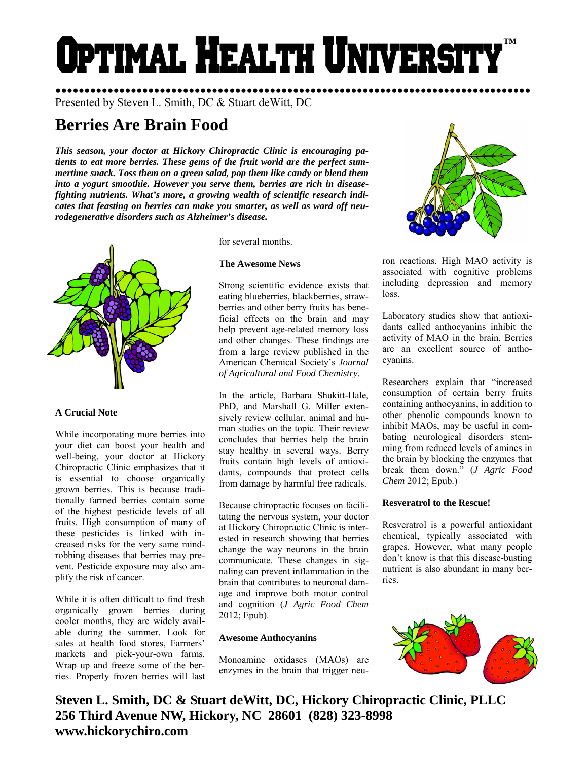# Optimal Health University™

Presented by Steven L. Smith, DC & Stuart deWitt, DC

## Berries Are Brain Food

***This season, your doctor at Hickory Chiropractic Clinic is encouraging patients to eat more berries. These gems of the fruit world are the perfect summertime snack. Toss them on a green salad, pop them like candy or blend them into a yogurt smoothie. However you serve them, berries are rich in disease-fighting nutrients. What's more, a growing wealth of scientific research indicates that feasting on berries can make you smarter, as well as ward off neurodegenerative disorders such as Alzheimer's disease.***

**A Crucial Note**

While incorporating more berries into your diet can boost your health and well-being, your doctor at Hickory Chiropractic Clinic emphasizes that it is essential to choose organically grown berries. This is because traditionally farmed berries contain some of the highest pesticide levels of all fruits. High consumption of many of these pesticides is linked with increased risks for the very same mind-robbing diseases that berries may prevent. Pesticide exposure may also amplify the risk of cancer.

While it is often difficult to find fresh organically grown berries during cooler months, they are widely available during the summer. Look for sales at health food stores, Farmers' markets and pick-your-own farms. Wrap up and freeze some of the berries. Properly frozen berries will last for several months.

**The Awesome News**

Strong scientific evidence exists that eating blueberries, blackberries, strawberries and other berry fruits has beneficial effects on the brain and may help prevent age-related memory loss and other changes. These findings are from a large review published in the American Chemical Society's *Journal of Agricultural and Food Chemistry*.

In the article, Barbara Shukitt-Hale, PhD, and Marshall G. Miller extensively review cellular, animal and human studies on the topic. Their review concludes that berries help the brain stay healthy in several ways. Berry fruits contain high levels of antioxidants, compounds that protect cells from damage by harmful free radicals.

Because chiropractic focuses on facilitating the nervous system, your doctor at Hickory Chiropractic Clinic is interested in research showing that berries change the way neurons in the brain communicate. These changes in signaling can prevent inflammation in the brain that contributes to neuronal damage and improve both motor control and cognition (*J Agric Food Chem* 2012; Epub).

**Awesome Anthocyanins**

Monoamine oxidases (MAOs) are enzymes in the brain that trigger neuron reactions. High MAO activity is associated with cognitive problems including depression and memory loss.

Laboratory studies show that antioxidants called anthocyanins inhibit the activity of MAO in the brain. Berries are an excellent source of anthocyanins.

Researchers explain that "increased consumption of certain berry fruits containing anthocyanins, in addition to other phenolic compounds known to inhibit MAOs, may be useful in combating neurological disorders stemming from reduced levels of amines in the brain by blocking the enzymes that break them down." (*J Agric Food Chem* 2012; Epub.)

**Resveratrol to the Rescue!**

Resveratrol is a powerful antioxidant chemical, typically associated with grapes. However, what many people don't know is that this disease-busting nutrient is also abundant in many berries.

**Steven L. Smith, DC & Stuart deWitt, DC, Hickory Chiropractic Clinic, PLLC**
**256 Third Avenue NW, Hickory, NC 28601 (828) 323-8998**
**www.hickorychiro.com**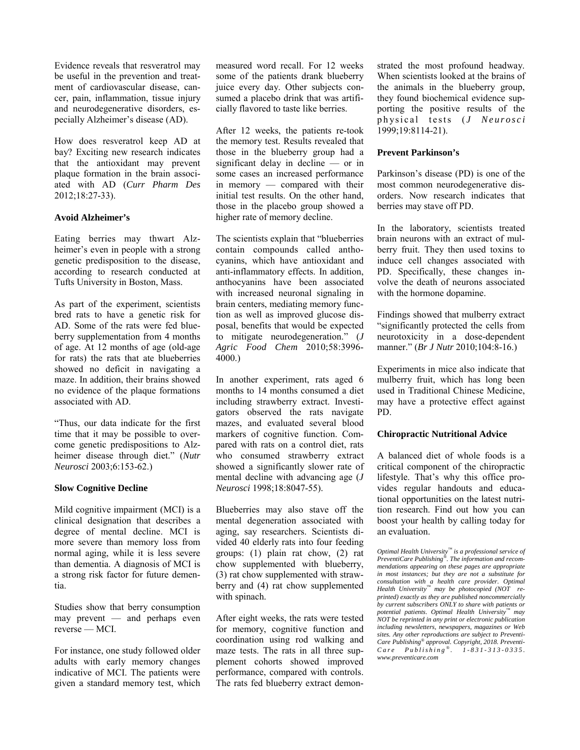Evidence reveals that resveratrol may be useful in the prevention and treatment of cardiovascular disease, cancer, pain, inflammation, tissue injury and neurodegenerative disorders, especially Alzheimer's disease (AD).

How does resveratrol keep AD at bay? Exciting new research indicates that the antioxidant may prevent plaque formation in the brain associated with AD (*Curr Pharm Des* 2012;18:27-33).

**Avoid Alzheimer's**

Eating berries may thwart Alzheimer's even in people with a strong genetic predisposition to the disease, according to research conducted at Tufts University in Boston, Mass.

As part of the experiment, scientists bred rats to have a genetic risk for AD. Some of the rats were fed blueberry supplementation from 4 months of age. At 12 months of age (old-age for rats) the rats that ate blueberries showed no deficit in navigating a maze. In addition, their brains showed no evidence of the plaque formations associated with AD.

"Thus, our data indicate for the first time that it may be possible to overcome genetic predispositions to Alzheimer disease through diet." (*Nutr Neurosci* 2003;6:153-62.)

**Slow Cognitive Decline**

Mild cognitive impairment (MCI) is a clinical designation that describes a degree of mental decline. MCI is more severe than memory loss from normal aging, while it is less severe than dementia. A diagnosis of MCI is a strong risk factor for future dementia.

Studies show that berry consumption may prevent — and perhaps even reverse — MCI.

For instance, one study followed older adults with early memory changes indicative of MCI. The patients were given a standard memory test, which measured word recall. For 12 weeks some of the patients drank blueberry juice every day. Other subjects consumed a placebo drink that was artificially flavored to taste like berries.

After 12 weeks, the patients re-took the memory test. Results revealed that those in the blueberry group had a significant delay in decline — or in some cases an increased performance in memory — compared with their initial test results. On the other hand, those in the placebo group showed a higher rate of memory decline.

The scientists explain that "blueberries contain compounds called anthocyanins, which have antioxidant and anti-inflammatory effects. In addition, anthocyanins have been associated with increased neuronal signaling in brain centers, mediating memory function as well as improved glucose disposal, benefits that would be expected to mitigate neurodegeneration." (*J Agric Food Chem* 2010;58:3996-4000.)

In another experiment, rats aged 6 months to 14 months consumed a diet including strawberry extract. Investigators observed the rats navigate mazes, and evaluated several blood markers of cognitive function. Compared with rats on a control diet, rats who consumed strawberry extract showed a significantly slower rate of mental decline with advancing age (*J Neurosci* 1998;18:8047-55).

Blueberries may also stave off the mental degeneration associated with aging, say researchers. Scientists divided 40 elderly rats into four feeding groups: (1) plain rat chow, (2) rat chow supplemented with blueberry, (3) rat chow supplemented with strawberry and (4) rat chow supplemented with spinach.

After eight weeks, the rats were tested for memory, cognitive function and coordination using rod walking and maze tests. The rats in all three supplement cohorts showed improved performance, compared with controls. The rats fed blueberry extract demonstrated the most profound headway. When scientists looked at the brains of the animals in the blueberry group, they found biochemical evidence supporting the positive results of the physical tests (*J Neurosci* 1999;19:8114-21).

**Prevent Parkinson's**

Parkinson's disease (PD) is one of the most common neurodegenerative disorders. Now research indicates that berries may stave off PD.

In the laboratory, scientists treated brain neurons with an extract of mulberry fruit. They then used toxins to induce cell changes associated with PD. Specifically, these changes involve the death of neurons associated with the hormone dopamine.

Findings showed that mulberry extract "significantly protected the cells from neurotoxicity in a dose-dependent manner." (*Br J Nutr* 2010;104:8-16.)

Experiments in mice also indicate that mulberry fruit, which has long been used in Traditional Chinese Medicine, may have a protective effect against PD.

**Chiropractic Nutritional Advice**

A balanced diet of whole foods is a critical component of the chiropractic lifestyle. That's why this office provides regular handouts and educational opportunities on the latest nutrition research. Find out how you can boost your health by calling today for an evaluation.

*Optimal Health University™ is a professional service of PreventiCare Publishing®. The information and recommendations appearing on these pages are appropriate in most instances; but they are not a substitute for consultation with a health care provider. Optimal Health University™ may be photocopied (NOT reprinted) exactly as they are published noncommercially by current subscribers ONLY to share with patients or potential patients. Optimal Health University™ may NOT be reprinted in any print or electronic publication including newsletters, newspapers, magazines or Web sites. Any other reproductions are subject to PreventiCare Publishing® approval. Copyright, 2018. PreventiCare Publishing®. 1-831-313-0335. www.preventicare.com*